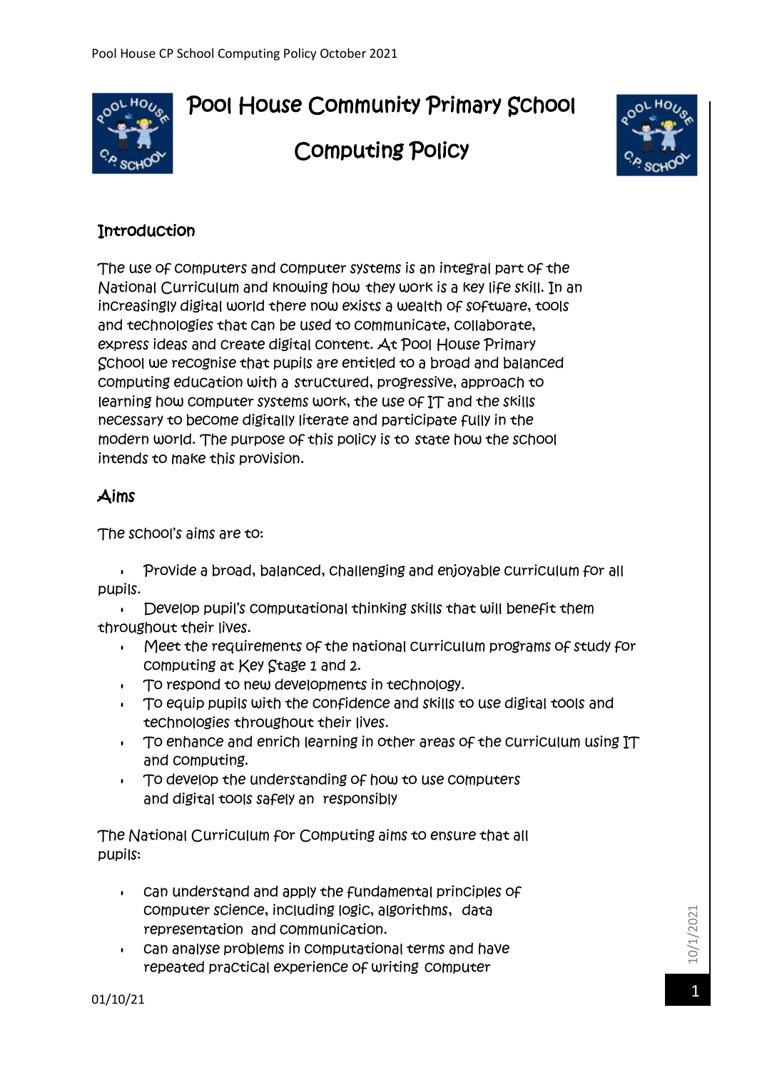# Pool House Community Primary School

# Computing Policy

## Introduction

The use of computers and computer systems is an integral part of the National Curriculum and knowing how they work is a key life skill. In an increasingly digital world there now exists a wealth of software, tools and technologies that can be used to communicate, collaborate, express ideas and create digital content. At Pool House Primary School we recognise that pupils are entitled to a broad and balanced computing education with a structured, progressive, approach to learning how computer systems work, the use of IT and the skills necessary to become digitally literate and participate fully in the modern world. The purpose of this policy is to state how the school intends to make this provision.

## Aims

The school's aims are to:

- Provide a broad, balanced, challenging and enjoyable curriculum for all pupils.
- Develop pupil's computational thinking skills that will benefit them throughout their lives.
- Meet the requirements of the national curriculum programs of study for computing at Key Stage 1 and 2.
- To respond to new developments in technology.
- To equip pupils with the confidence and skills to use digital tools and technologies throughout their lives.
- To enhance and enrich learning in other areas of the curriculum using IT and computing.
- To develop the understanding of how to use computers and digital tools safely an responsibly

The National Curriculum for Computing aims to ensure that all pupils:

- can understand and apply the fundamental principles of computer science, including logic, algorithms, data representation and communication.
- can analyse problems in computational terms and have repeated practical experience of writing computer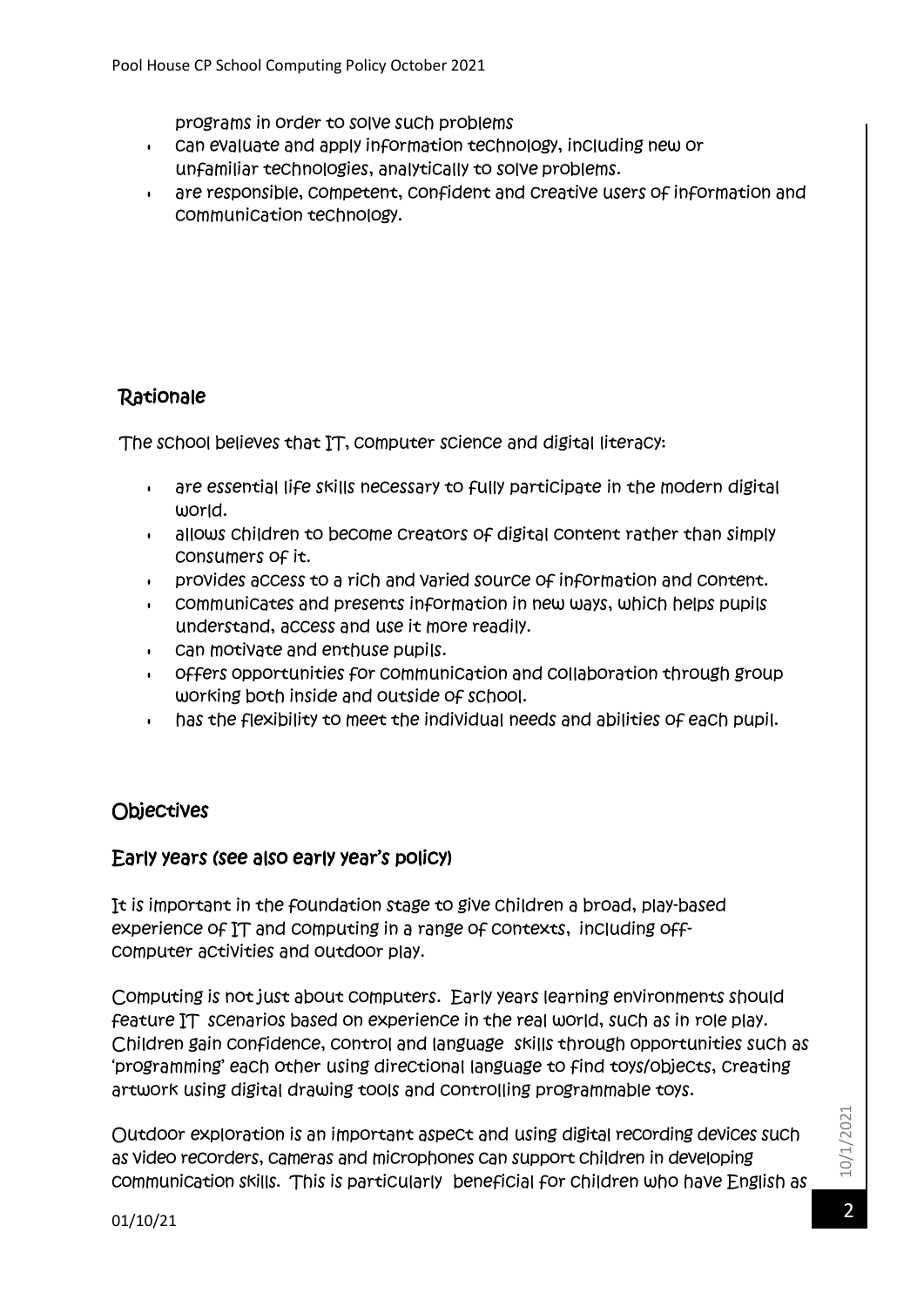programs in order to solve such problems

- can evaluate and apply information technology, including new or unfamiliar technologies, analytically to solve problems.
- are responsible, competent, confident and creative users of information and communication technology.

## Rationale

The school believes that IT, computer science and digital literacy:

- are essential life skills necessary to fully participate in the modern digital world.
- allows children to become creators of digital content rather than simply consumers of it.
- provides access to a rich and varied source of information and content.
- communicates and presents information in new ways, which helps pupils understand, access and use it more readily.
- can motivate and enthuse pupils.
- offers opportunities for communication and collaboration through group working both inside and outside of school.
- has the flexibility to meet the individual needs and abilities of each pupil.

## Objectives

### Early years (see also early year's policy)

It is important in the foundation stage to give children a broad, play-based experience of IT and computing in a range of contexts, including off-computer activities and outdoor play.

Computing is not just about computers. Early years learning environments should feature IT scenarios based on experience in the real world, such as in role play. Children gain confidence, control and language skills through opportunities such as 'programming' each other using directional language to find toys/objects, creating artwork using digital drawing tools and controlling programmable toys.

Outdoor exploration is an important aspect and using digital recording devices such as video recorders, cameras and microphones can support children in developing communication skills. This is particularly beneficial for children who have English as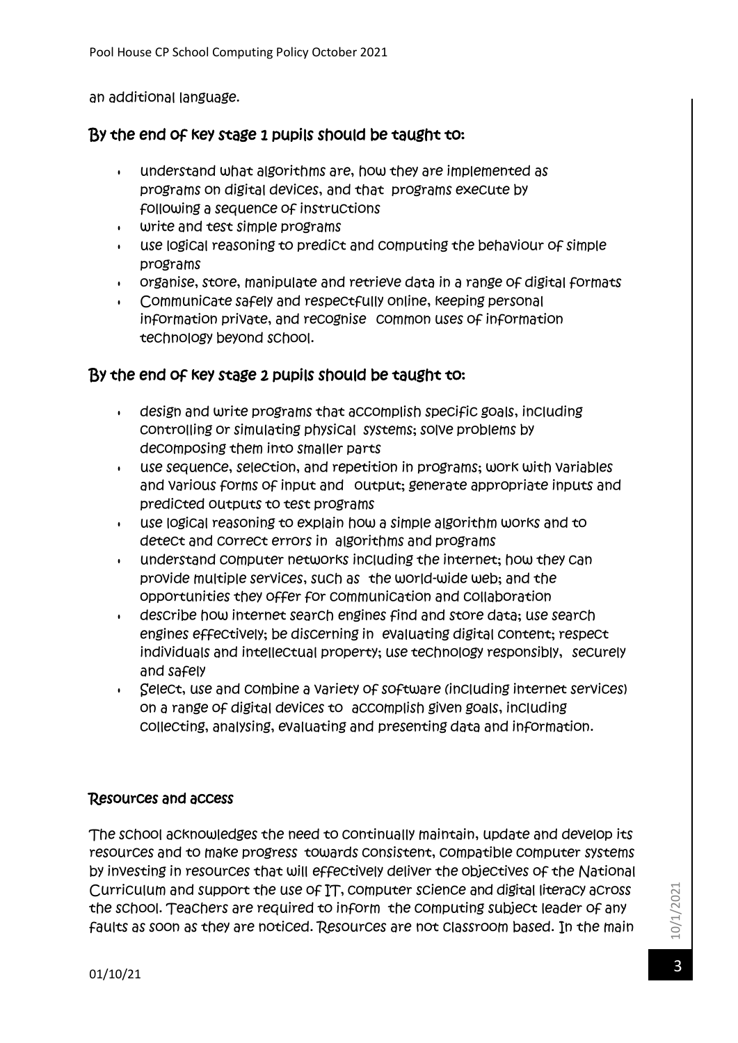an additional language.

## By the end of key stage 1 pupils should be taught to:

- understand what algorithms are, how they are implemented as programs on digital devices, and that programs execute by following a sequence of instructions
- write and test simple programs
- use logical reasoning to predict and computing the behaviour of simple programs
- organise, store, manipulate and retrieve data in a range of digital formats
- Communicate safely and respectfully online, keeping personal information private, and recognise common uses of information technology beyond school.

## By the end of key stage 2 pupils should be taught to:

- design and write programs that accomplish specific goals, including controlling or simulating physical systems; solve problems by decomposing them into smaller parts
- use sequence, selection, and repetition in programs; work with variables and various forms of input and output; generate appropriate inputs and predicted outputs to test programs
- use logical reasoning to explain how a simple algorithm works and to detect and correct errors in algorithms and programs
- understand computer networks including the internet; how they can provide multiple services, such as the world-wide web; and the opportunities they offer for communication and collaboration
- describe how internet search engines find and store data; use search engines effectively; be discerning in evaluating digital content; respect individuals and intellectual property; use technology responsibly, securely and safely
- Select, use and combine a variety of software (including internet services) on a range of digital devices to accomplish given goals, including collecting, analysing, evaluating and presenting data and information.

## Resources and access

The school acknowledges the need to continually maintain, update and develop its resources and to make progress towards consistent, compatible computer systems by investing in resources that will effectively deliver the objectives of the National Curriculum and support the use of IT, computer science and digital literacy across the school. Teachers are required to inform the computing subject leader of any faults as soon as they are noticed. Resources are not classroom based. In the main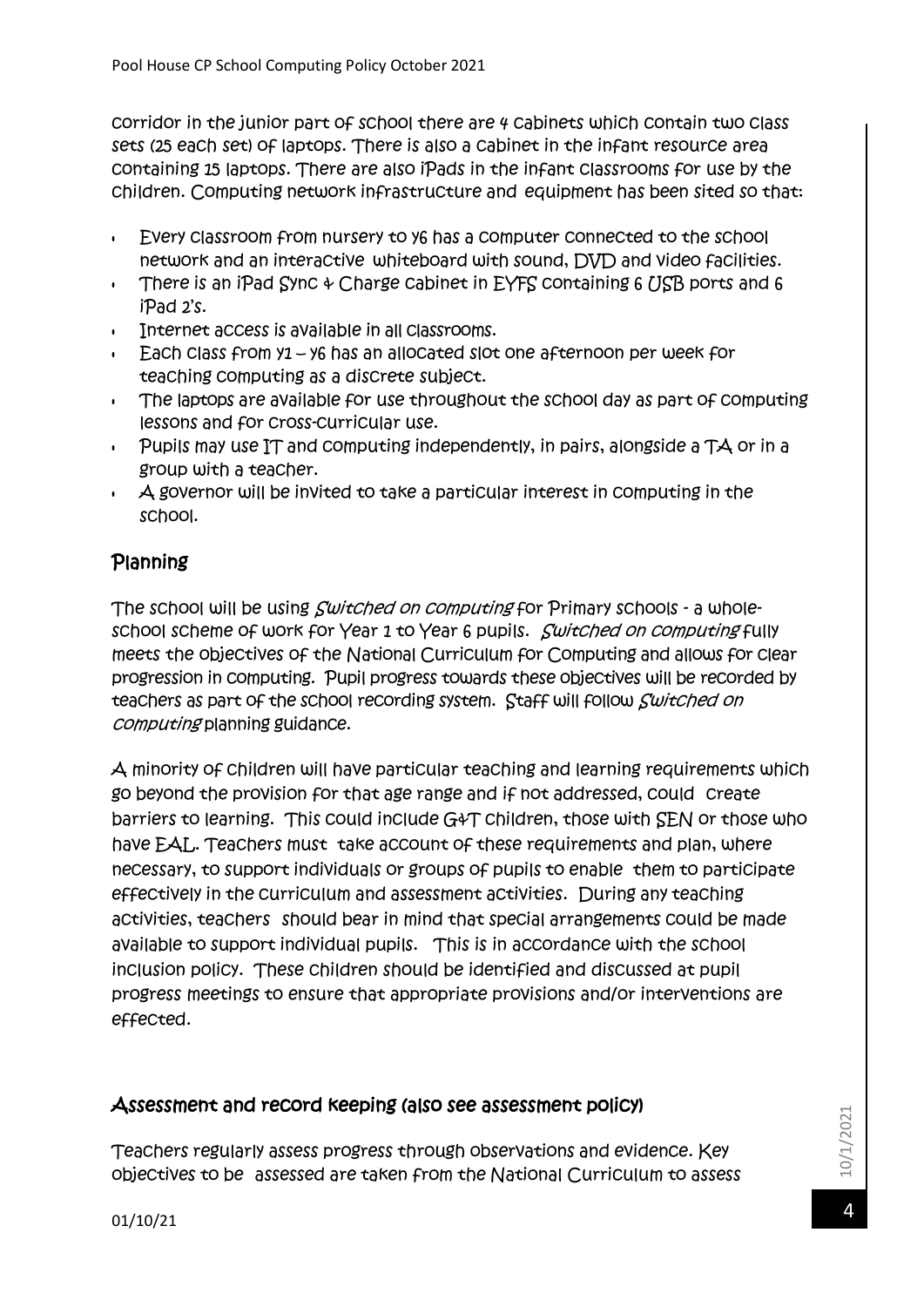corridor in the junior part of school there are 4 cabinets which contain two class sets (25 each set) of laptops. There is also a cabinet in the infant resource area containing 15 laptops. There are also iPads in the infant classrooms for use by the children. Computing network infrastructure and equipment has been sited so that:

- Every classroom from nursery to y6 has a computer connected to the school network and an interactive whiteboard with sound, DVD and video facilities.
- There is an iPad Sync & Charge cabinet in EYFS containing 6 USB ports and 6 iPad 2's.
- Internet access is available in all classrooms.
- Each class from y1 – y6 has an allocated slot one afternoon per week for teaching computing as a discrete subject.
- The laptops are available for use throughout the school day as part of computing lessons and for cross-curricular use.
- Pupils may use IT and computing independently, in pairs, alongside a TA or in a group with a teacher.
- A governor will be invited to take a particular interest in computing in the school.

## Planning

The school will be using *Switched on Computing* for Primary schools - a whole-school scheme of work for Year 1 to Year 6 pupils. *Switched on Computing* fully meets the objectives of the National Curriculum for Computing and allows for clear progression in computing. Pupil progress towards these objectives will be recorded by teachers as part of the school recording system. Staff will follow *Switched on Computing* planning guidance.

A minority of children will have particular teaching and learning requirements which go beyond the provision for that age range and if not addressed, could create barriers to learning. This could include G&T children, those with SEN or those who have EAL. Teachers must take account of these requirements and plan, where necessary, to support individuals or groups of pupils to enable them to participate effectively in the curriculum and assessment activities. During any teaching activities, teachers should bear in mind that special arrangements could be made available to support individual pupils. This is in accordance with the school inclusion policy. These children should be identified and discussed at pupil progress meetings to ensure that appropriate provisions and/or interventions are effected.

## Assessment and record keeping (also see assessment policy)

Teachers regularly assess progress through observations and evidence. Key objectives to be assessed are taken from the National Curriculum to assess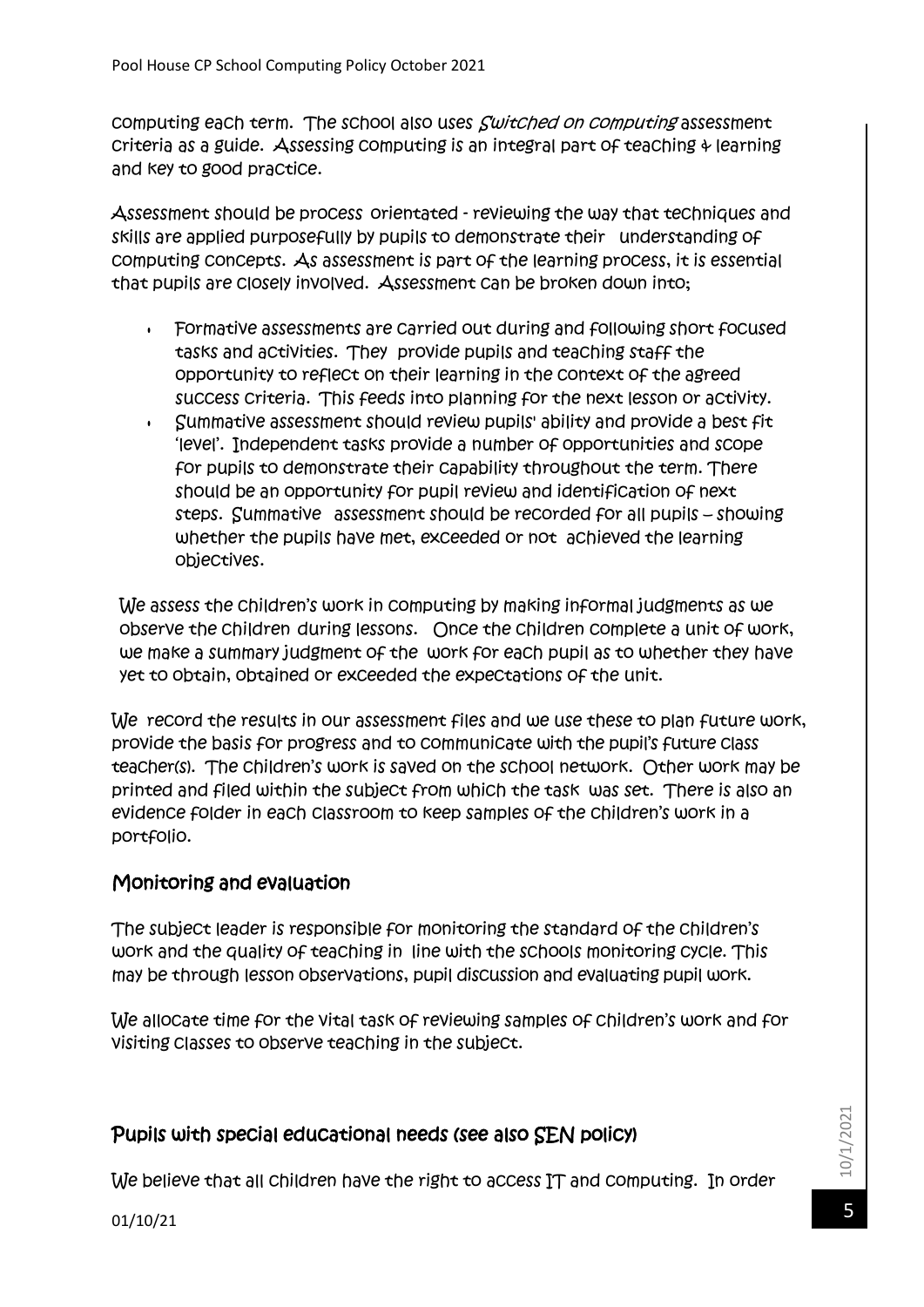computing each term. The school also uses *Switched on Computing* assessment criteria as a guide. Assessing computing is an integral part of teaching & learning and key to good practice.

Assessment should be process orientated - reviewing the way that techniques and skills are applied purposefully by pupils to demonstrate their understanding of computing concepts. As assessment is part of the learning process, it is essential that pupils are closely involved. Assessment can be broken down into;

- Formative assessments are carried out during and following short focused tasks and activities. They provide pupils and teaching staff the opportunity to reflect on their learning in the context of the agreed success criteria. This feeds into planning for the next lesson or activity.
- Summative assessment should review pupils' ability and provide a best fit 'level'. Independent tasks provide a number of opportunities and scope for pupils to demonstrate their capability throughout the term. There should be an opportunity for pupil review and identification of next steps. Summative assessment should be recorded for all pupils – showing whether the pupils have met, exceeded or not achieved the learning objectives.

We assess the children's work in computing by making informal judgments as we observe the children during lessons. Once the children complete a unit of work, we make a summary judgment of the work for each pupil as to whether they have yet to obtain, obtained or exceeded the expectations of the unit.

We record the results in our assessment files and we use these to plan future work, provide the basis for progress and to communicate with the pupil's future class teacher(s). The children's work is saved on the school network. Other work may be printed and filed within the subject from which the task was set. There is also an evidence folder in each classroom to keep samples of the children's work in a portfolio.

## Monitoring and evaluation

The subject leader is responsible for monitoring the standard of the children's work and the quality of teaching in line with the schools monitoring cycle. This may be through lesson observations, pupil discussion and evaluating pupil work.

We allocate time for the vital task of reviewing samples of children's work and for visiting classes to observe teaching in the subject.

## Pupils with special educational needs (see also SEN policy)

We believe that all children have the right to access IT and computing. In order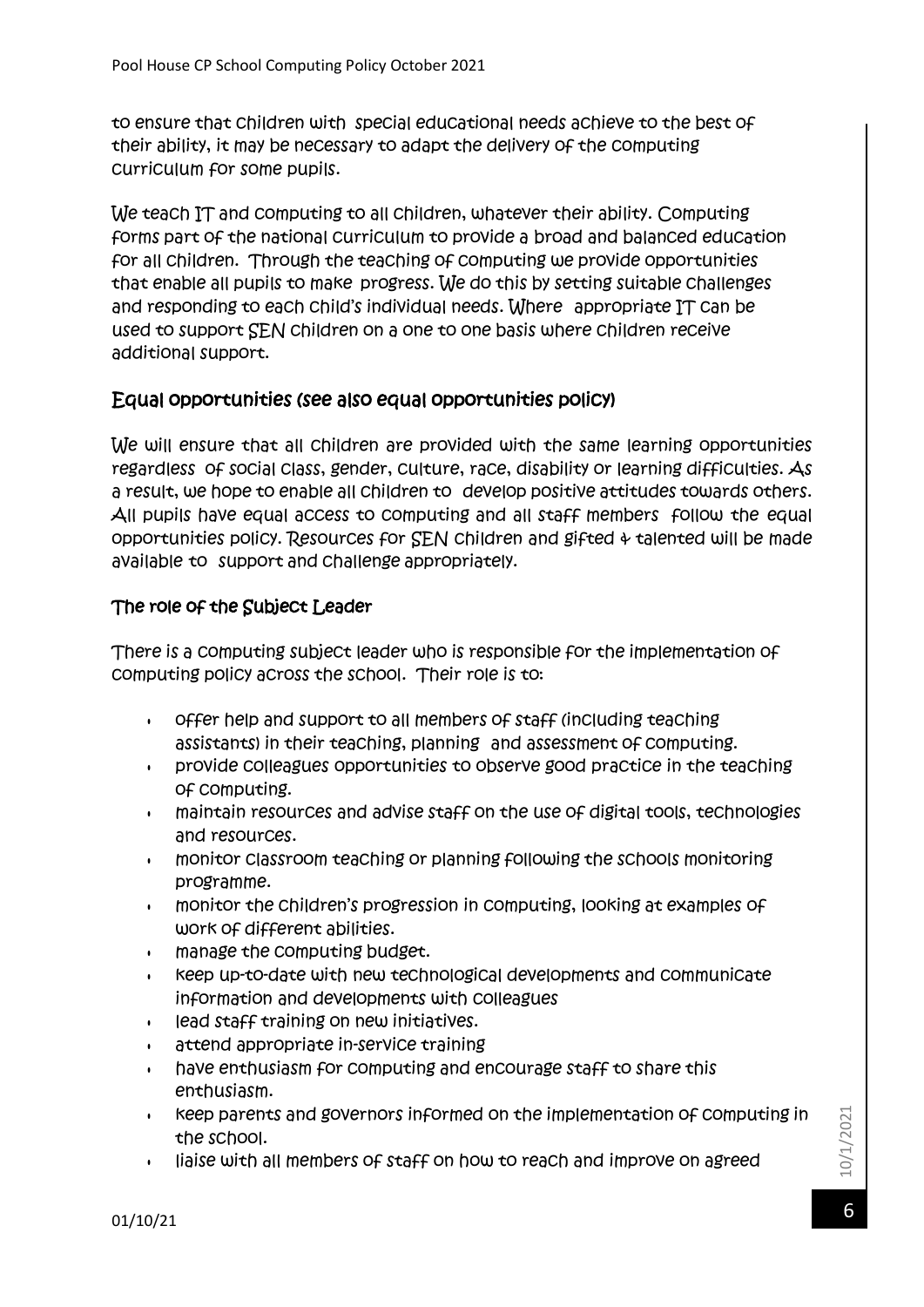to ensure that children with special educational needs achieve to the best of their ability, it may be necessary to adapt the delivery of the computing curriculum for some pupils.

We teach IT and computing to all children, whatever their ability. Computing forms part of the national curriculum to provide a broad and balanced education for all children. Through the teaching of computing we provide opportunities that enable all pupils to make progress. We do this by setting suitable challenges and responding to each child's individual needs. Where appropriate IT can be used to support SEN children on a one to one basis where children receive additional support.

## Equal opportunities (see also equal opportunities policy)

We will ensure that all children are provided with the same learning opportunities regardless of social class, gender, culture, race, disability or learning difficulties. As a result, we hope to enable all children to develop positive attitudes towards others. All pupils have equal access to computing and all staff members follow the equal opportunities policy. Resources for SEN children and gifted & talented will be made available to support and challenge appropriately.

### The role of the Subject Leader

There is a computing subject leader who is responsible for the implementation of computing policy across the school. Their role is to:

- offer help and support to all members of staff (including teaching assistants) in their teaching, planning and assessment of computing.
- provide colleagues opportunities to observe good practice in the teaching of computing.
- maintain resources and advise staff on the use of digital tools, technologies and resources.
- monitor classroom teaching or planning following the schools monitoring programme.
- monitor the children's progression in computing, looking at examples of work of different abilities.
- manage the computing budget.
- keep up-to-date with new technological developments and communicate information and developments with colleagues
- lead staff training on new initiatives.
- attend appropriate in-service training
- have enthusiasm for computing and encourage staff to share this enthusiasm.
- keep parents and governors informed on the implementation of computing in the school.
- liaise with all members of staff on how to reach and improve on agreed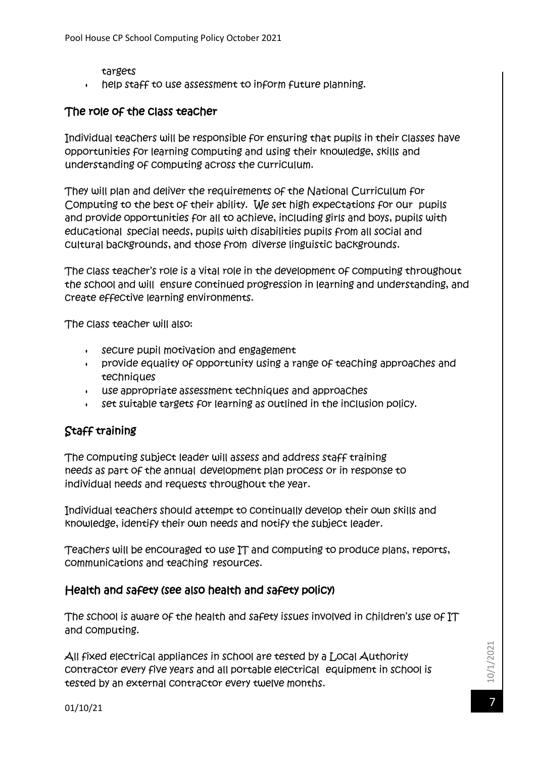targets
- help staff to use assessment to inform future planning.

## The role of the class teacher

Individual teachers will be responsible for ensuring that pupils in their classes have opportunities for learning computing and using their knowledge, skills and understanding of computing across the curriculum.

They will plan and deliver the requirements of the National Curriculum for Computing to the best of their ability. We set high expectations for our pupils and provide opportunities for all to achieve, including girls and boys, pupils with educational special needs, pupils with disabilities pupils from all social and cultural backgrounds, and those from diverse linguistic backgrounds.

The class teacher's role is a vital role in the development of computing throughout the school and will ensure continued progression in learning and understanding, and create effective learning environments.

The class teacher will also:

- secure pupil motivation and engagement
- provide equality of opportunity using a range of teaching approaches and techniques
- use appropriate assessment techniques and approaches
- set suitable targets for learning as outlined in the inclusion policy.

## Staff training

The computing subject leader will assess and address staff training needs as part of the annual development plan process or in response to individual needs and requests throughout the year.

Individual teachers should attempt to continually develop their own skills and knowledge, identify their own needs and notify the subject leader.

Teachers will be encouraged to use IT and computing to produce plans, reports, communications and teaching resources.

## Health and safety (see also health and safety policy)

The school is aware of the health and safety issues involved in children's use of IT and computing.

All fixed electrical appliances in school are tested by a Local Authority contractor every five years and all portable electrical equipment in school is tested by an external contractor every twelve months.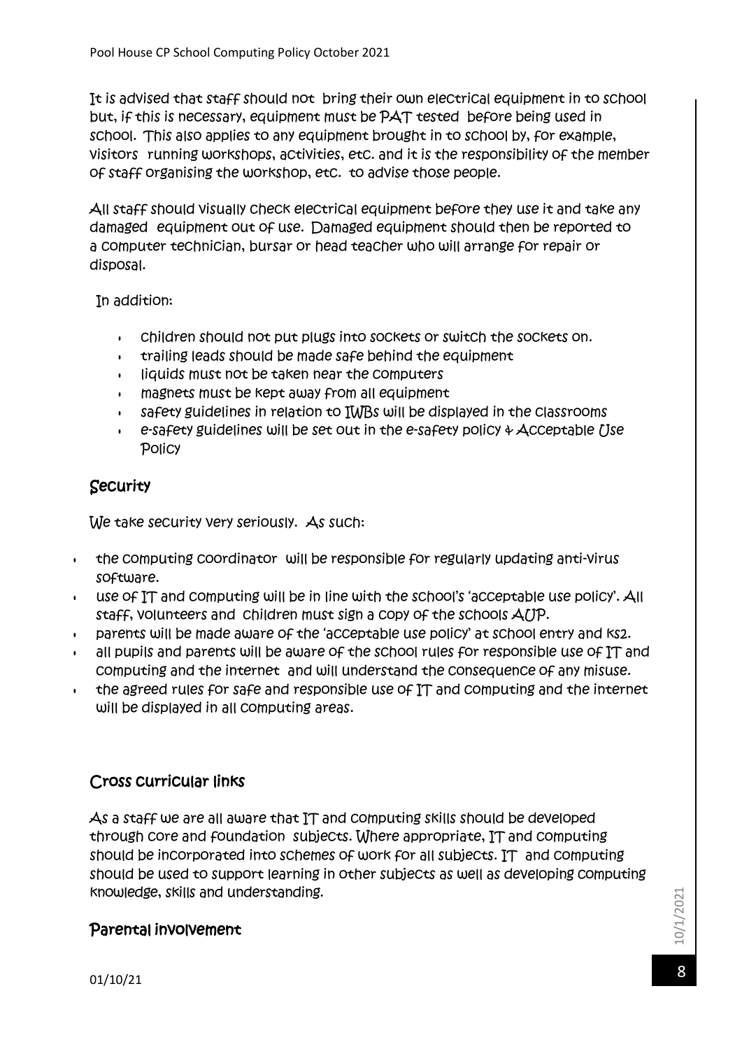It is advised that staff should not bring their own electrical equipment in to school but, if this is necessary, equipment must be PAT tested before being used in school. This also applies to any equipment brought in to school by, for example, visitors running workshops, activities, etc. and it is the responsibility of the member of staff organising the workshop, etc. to advise those people.

All staff should visually check electrical equipment before they use it and take any damaged equipment out of use. Damaged equipment should then be reported to a computer technician, bursar or head teacher who will arrange for repair or disposal.

In addition:

- children should not put plugs into sockets or switch the sockets on.
- trailing leads should be made safe behind the equipment
- liquids must not be taken near the computers
- magnets must be kept away from all equipment
- safety guidelines in relation to IWBs will be displayed in the classrooms
- e-safety guidelines will be set out in the e-safety policy & Acceptable Use Policy

## Security

We take security very seriously. As such:

- the computing coordinator will be responsible for regularly updating anti-virus software.
- use of IT and computing will be in line with the school's 'acceptable use policy'. All staff, volunteers and children must sign a copy of the schools AUP.
- parents will be made aware of the 'acceptable use policy' at school entry and ks2.
- all pupils and parents will be aware of the school rules for responsible use of IT and computing and the internet and will understand the consequence of any misuse.
- the agreed rules for safe and responsible use of IT and computing and the internet will be displayed in all computing areas.

## Cross curricular links

As a staff we are all aware that IT and computing skills should be developed through core and foundation subjects. Where appropriate, IT and computing should be incorporated into schemes of work for all subjects. IT and computing should be used to support learning in other subjects as well as developing computing knowledge, skills and understanding.

## Parental involvement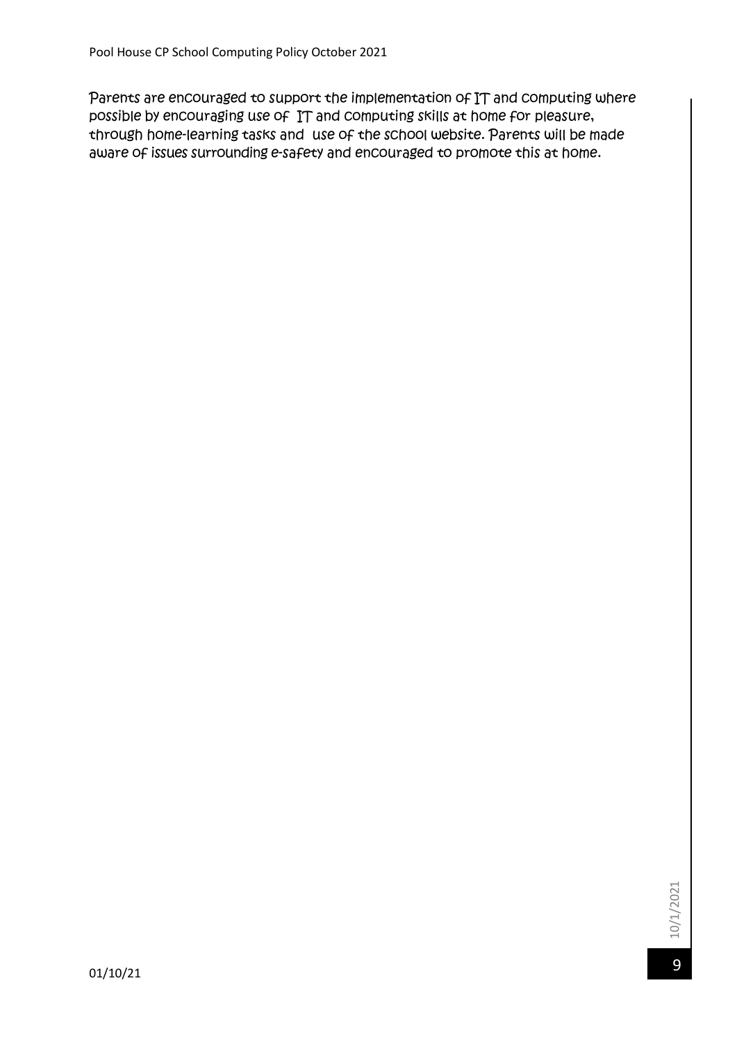Parents are encouraged to support the implementation of IT and computing where possible by encouraging use of IT and computing skills at home for pleasure, through home-learning tasks and use of the school website. Parents will be made aware of issues surrounding e-safety and encouraged to promote this at home.